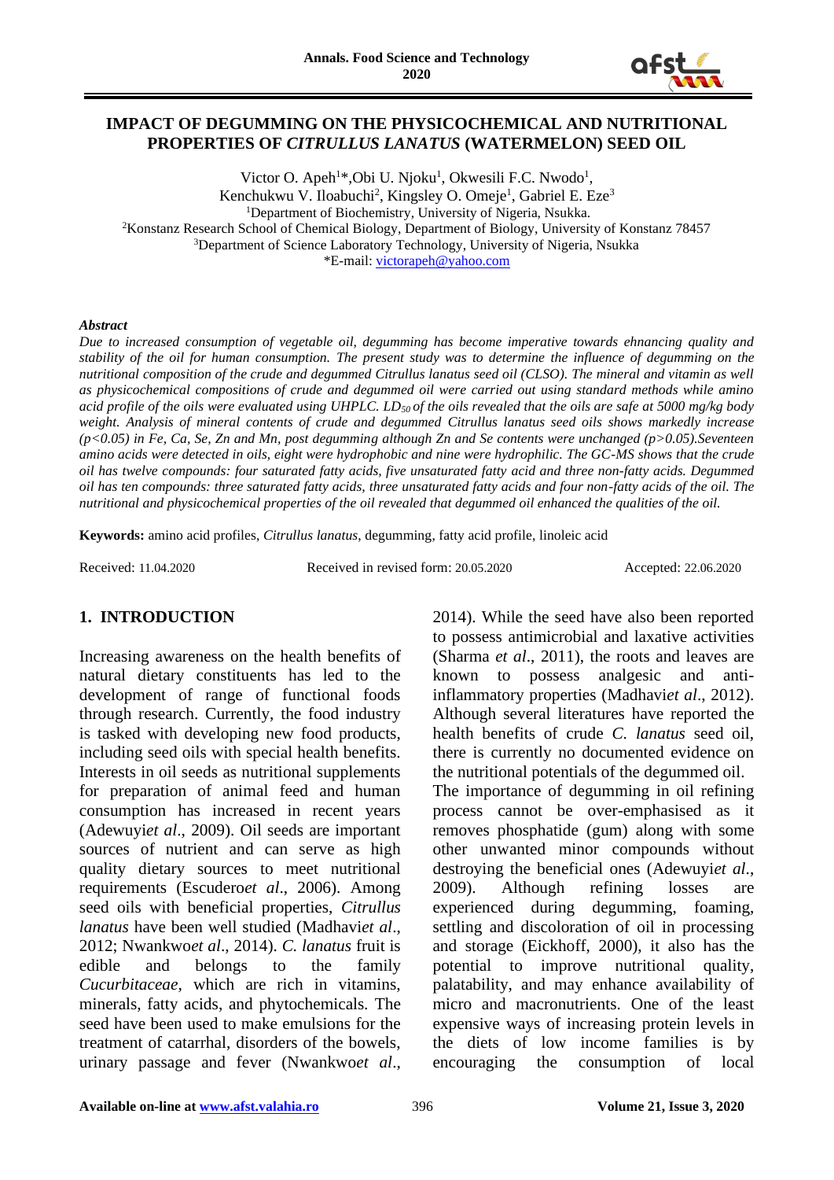# IMPACT OF DEGUMMING ON THE PHYSICOCHEMICAL AND NUTRITIONAL PROPERTIES OF *CITRULLUS LANATUS* (WATERMELON) SEED OIL

Victor O. Apeh[1]*, Obi U. Njoku[1], Okwesili F.C. Nwodo[1], Kenchukwu V. Iloabuchi[2], Kingsley O. Omeje[1], Gabriel E. Eze[3]

[1]Department of Biochemistry, University of Nigeria, Nsukka.
[2]Konstanz Research School of Chemical Biology, Department of Biology, University of Konstanz 78457
[3]Department of Science Laboratory Technology, University of Nigeria, Nsukka
*E-mail: victorapeh@yahoo.com

### *Abstract*

*Due to increased consumption of vegetable oil, degumming has become imperative towards ehnancing quality and stability of the oil for human consumption. The present study was to determine the influence of degumming on the nutritional composition of the crude and degummed Citrullus lanatus seed oil (CLSO). The mineral and vitamin as well as physicochemical compositions of crude and degummed oil were carried out using standard methods while amino acid profile of the oils were evaluated using UHPLC. $LD_{50}$ of the oils revealed that the oils are safe at 5000 mg/kg body weight. Analysis of mineral contents of crude and degummed Citrullus lanatus seed oils shows markedly increase ($p<0.05$) in Fe, Ca, Se, Zn and Mn, post degumming although Zn and Se contents were unchanged ($p>0.05$).Seventeen amino acids were detected in oils, eight were hydrophobic and nine were hydrophilic. The GC-MS shows that the crude oil has twelve compounds: four saturated fatty acids, five unsaturated fatty acid and three non-fatty acids. Degummed oil has ten compounds: three saturated fatty acids, three unsaturated fatty acids and four non-fatty acids of the oil. The nutritional and physicochemical properties of the oil revealed that degummed oil enhanced the qualities of the oil.*

**Keywords:** amino acid profiles, *Citrullus lanatus*, degumming, fatty acid profile, linoleic acid

Received: 11.04.2020 Received in revised form: 20.05.2020 Accepted: 22.06.2020

## 1. INTRODUCTION

Increasing awareness on the health benefits of natural dietary constituents has led to the development of range of functional foods through research. Currently, the food industry is tasked with developing new food products, including seed oils with special health benefits. Interests in oil seeds as nutritional supplements for preparation of animal feed and human consumption has increased in recent years (Adewuyi*et al*., 2009). Oil seeds are important sources of nutrient and can serve as high quality dietary sources to meet nutritional requirements (Escudero*et al*., 2006). Among seed oils with beneficial properties, *Citrullus lanatus* have been well studied (Madhavi*et al*., 2012; Nwankwo*et al*., 2014). *C. lanatus* fruit is edible and belongs to the family *Cucurbitaceae*, which are rich in vitamins, minerals, fatty acids, and phytochemicals. The seed have been used to make emulsions for the treatment of catarrhal, disorders of the bowels, urinary passage and fever (Nwankwo*et al*., 2014). While the seed have also been reported to possess antimicrobial and laxative activities (Sharma *et al*., 2011), the roots and leaves are known to possess analgesic and anti-inflammatory properties (Madhavi*et al*., 2012). Although several literatures have reported the health benefits of crude *C. lanatus* seed oil, there is currently no documented evidence on the nutritional potentials of the degummed oil.

The importance of degumming in oil refining process cannot be over-emphasised as it removes phosphatide (gum) along with some other unwanted minor compounds without destroying the beneficial ones (Adewuyi*et al*., 2009). Although refining losses are experienced during degumming, foaming, settling and discoloration of oil in processing and storage (Eickhoff, 2000), it also has the potential to improve nutritional quality, palatability, and may enhance availability of micro and macronutrients. One of the least expensive ways of increasing protein levels in the diets of low income families is by encouraging the consumption of local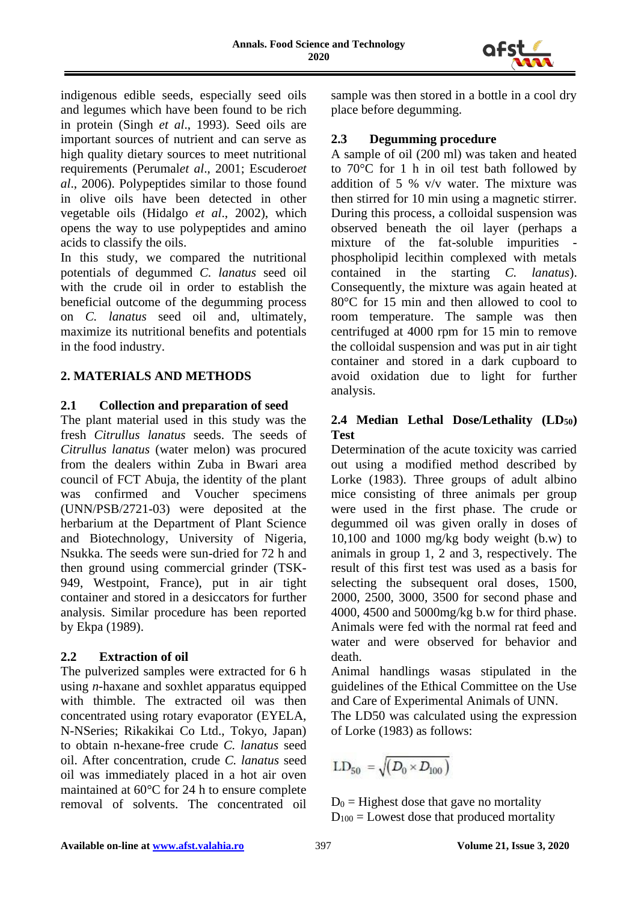indigenous edible seeds, especially seed oils and legumes which have been found to be rich in protein (Singh *et al*., 1993). Seed oils are important sources of nutrient and can serve as high quality dietary sources to meet nutritional requirements (Perumal*et al*., 2001; Escudero*et al*., 2006). Polypeptides similar to those found in olive oils have been detected in other vegetable oils (Hidalgo *et al*., 2002), which opens the way to use polypeptides and amino acids to classify the oils.

In this study, we compared the nutritional potentials of degummed *C. lanatus* seed oil with the crude oil in order to establish the beneficial outcome of the degumming process on *C. lanatus* seed oil and, ultimately, maximize its nutritional benefits and potentials in the food industry.

## 2. MATERIALS AND METHODS

### 2.1 Collection and preparation of seed

The plant material used in this study was the fresh *Citrullus lanatus* seeds. The seeds of *Citrullus lanatus* (water melon) was procured from the dealers within Zuba in Bwari area council of FCT Abuja, the identity of the plant was confirmed and Voucher specimens (UNN/PSB/2721-03) were deposited at the herbarium at the Department of Plant Science and Biotechnology, University of Nigeria, Nsukka. The seeds were sun-dried for 72 h and then ground using commercial grinder (TSK-949, Westpoint, France), put in air tight container and stored in a desiccators for further analysis. Similar procedure has been reported by Ekpa (1989).

### 2.2 Extraction of oil

The pulverized samples were extracted for 6 h using *n*-haxane and soxhlet apparatus equipped with thimble. The extracted oil was then concentrated using rotary evaporator (EYELA, N-NSeries; Rikakikai Co Ltd., Tokyo, Japan) to obtain n-hexane-free crude *C. lanatus* seed oil. After concentration, crude *C. lanatus* seed oil was immediately placed in a hot air oven maintained at 60°C for 24 h to ensure complete removal of solvents. The concentrated oil sample was then stored in a bottle in a cool dry place before degumming.

### 2.3 Degumming procedure

A sample of oil (200 ml) was taken and heated to 70°C for 1 h in oil test bath followed by addition of 5 % v/v water. The mixture was then stirred for 10 min using a magnetic stirrer. During this process, a colloidal suspension was observed beneath the oil layer (perhaps a mixture of the fat-soluble impurities - phospholipid lecithin complexed with metals contained in the starting *C. lanatus*). Consequently, the mixture was again heated at 80°C for 15 min and then allowed to cool to room temperature. The sample was then centrifuged at 4000 rpm for 15 min to remove the colloidal suspension and was put in air tight container and stored in a dark cupboard to avoid oxidation due to light for further analysis.

### 2.4 Median Lethal Dose/Lethality ($LD_{50}$) Test

Determination of the acute toxicity was carried out using a modified method described by Lorke (1983). Three groups of adult albino mice consisting of three animals per group were used in the first phase. The crude or degummed oil was given orally in doses of 10,100 and 1000 mg/kg body weight (b.w) to animals in group 1, 2 and 3, respectively. The result of this first test was used as a basis for selecting the subsequent oral doses, 1500, 2000, 2500, 3000, 3500 for second phase and 4000, 4500 and 5000mg/kg b.w for third phase. Animals were fed with the normal rat feed and water and were observed for behavior and death.

Animal handlings wasas stipulated in the guidelines of the Ethical Committee on the Use and Care of Experimental Animals of UNN.

The LD50 was calculated using the expression of Lorke (1983) as follows:

$$LD_{50} = \sqrt{(D_0 \times D_{100})}$$

$D_0$ = Highest dose that gave no mortality
$D_{100}$ = Lowest dose that produced mortality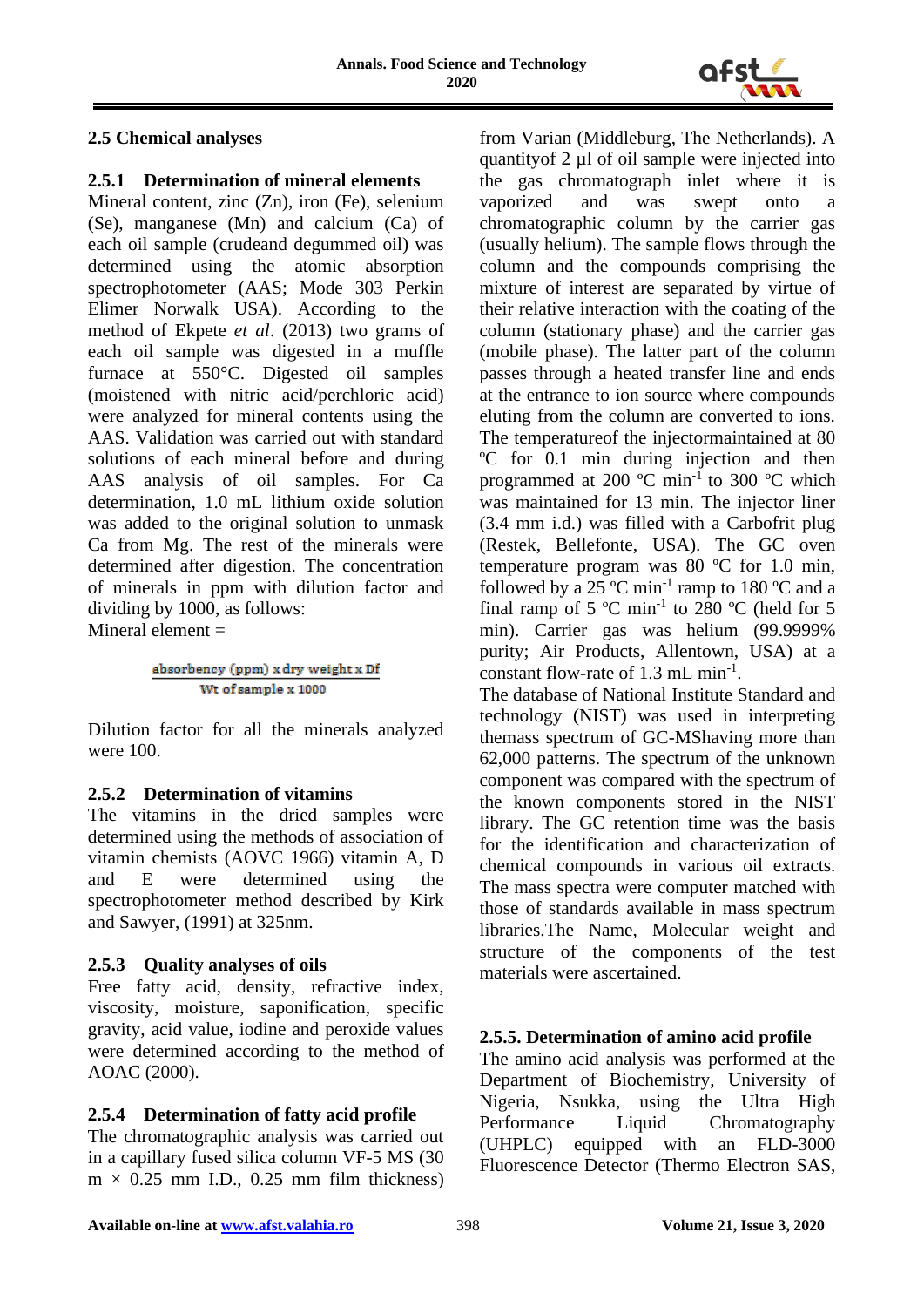### 2.5 Chemical analyses

#### 2.5.1 Determination of mineral elements

Mineral content, zinc (Zn), iron (Fe), selenium (Se), manganese (Mn) and calcium (Ca) of each oil sample (crudeand degummed oil) was determined using the atomic absorption spectrophotometer (AAS; Mode 303 Perkin Elimer Norwalk USA). According to the method of Ekpete *et al*. (2013) two grams of each oil sample was digested in a muffle furnace at 550°C. Digested oil samples (moistened with nitric acid/perchloric acid) were analyzed for mineral contents using the AAS. Validation was carried out with standard solutions of each mineral before and during AAS analysis of oil samples. For Ca determination, 1.0 mL lithium oxide solution was added to the original solution to unmask Ca from Mg. The rest of the minerals were determined after digestion. The concentration of minerals in ppm with dilution factor and dividing by 1000, as follows:

Mineral element =

$$\frac{\text{absorbency (ppm)} \times \text{dry weight} \times \text{Df}}{\text{Wt of sample} \times 1000}$$

Dilution factor for all the minerals analyzed were 100.

#### 2.5.2 Determination of vitamins

The vitamins in the dried samples were determined using the methods of association of vitamin chemists (AOVC 1966) vitamin A, D and E were determined using the spectrophotometer method described by Kirk and Sawyer, (1991) at 325nm.

#### 2.5.3 Quality analyses of oils

Free fatty acid, density, refractive index, viscosity, moisture, saponification, specific gravity, acid value, iodine and peroxide values were determined according to the method of AOAC (2000).

#### 2.5.4 Determination of fatty acid profile

The chromatographic analysis was carried out in a capillary fused silica column VF-5 MS (30 m × 0.25 mm I.D., 0.25 mm film thickness) from Varian (Middleburg, The Netherlands). A quantityof 2 µl of oil sample were injected into the gas chromatograph inlet where it is vaporized and was swept onto a chromatographic column by the carrier gas (usually helium). The sample flows through the column and the compounds comprising the mixture of interest are separated by virtue of their relative interaction with the coating of the column (stationary phase) and the carrier gas (mobile phase). The latter part of the column passes through a heated transfer line and ends at the entrance to ion source where compounds eluting from the column are converted to ions. The temperatureof the injectormaintained at 80 ºC for 0.1 min during injection and then programmed at 200 ºC $min^{-1}$ to 300 ºC which was maintained for 13 min. The injector liner (3.4 mm i.d.) was filled with a Carbofrit plug (Restek, Bellefonte, USA). The GC oven temperature program was 80 ºC for 1.0 min, followed by a 25 ºC $min^{-1}$ ramp to 180 ºC and a final ramp of 5 ºC $min^{-1}$ to 280 ºC (held for 5 min). Carrier gas was helium (99.9999% purity; Air Products, Allentown, USA) at a constant flow-rate of 1.3 mL $min^{-1}$.

The database of National Institute Standard and technology (NIST) was used in interpreting themass spectrum of GC-MShaving more than 62,000 patterns. The spectrum of the unknown component was compared with the spectrum of the known components stored in the NIST library. The GC retention time was the basis for the identification and characterization of chemical compounds in various oil extracts. The mass spectra were computer matched with those of standards available in mass spectrum libraries.The Name, Molecular weight and structure of the components of the test materials were ascertained.

#### 2.5.5. Determination of amino acid profile

The amino acid analysis was performed at the Department of Biochemistry, University of Nigeria, Nsukka, using the Ultra High Performance Liquid Chromatography (UHPLC) equipped with an FLD-3000 Fluorescence Detector (Thermo Electron SAS,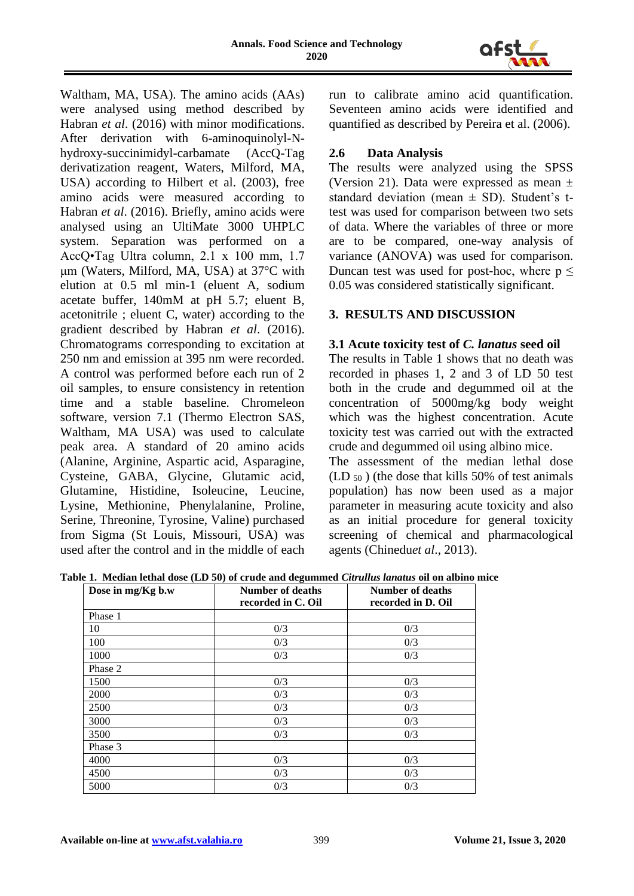Waltham, MA, USA). The amino acids (AAs) were analysed using method described by Habran *et al*. (2016) with minor modifications. After derivation with 6-aminoquinolyl-N-hydroxy-succinimidyl-carbamate (AccQ-Tag derivatization reagent, Waters, Milford, MA, USA) according to Hilbert et al. (2003), free amino acids were measured according to Habran *et al*. (2016). Briefly, amino acids were analysed using an UltiMate 3000 UHPLC system. Separation was performed on a AccQ•Tag Ultra column, 2.1 x 100 mm, 1.7 μm (Waters, Milford, MA, USA) at 37°C with elution at 0.5 ml min-1 (eluent A, sodium acetate buffer, 140mM at pH 5.7; eluent B, acetonitrile ; eluent C, water) according to the gradient described by Habran *et al*. (2016). Chromatograms corresponding to excitation at 250 nm and emission at 395 nm were recorded. A control was performed before each run of 2 oil samples, to ensure consistency in retention time and a stable baseline. Chromeleon software, version 7.1 (Thermo Electron SAS, Waltham, MA USA) was used to calculate peak area. A standard of 20 amino acids (Alanine, Arginine, Aspartic acid, Asparagine, Cysteine, GABA, Glycine, Glutamic acid, Glutamine, Histidine, Isoleucine, Leucine, Lysine, Methionine, Phenylalanine, Proline, Serine, Threonine, Tyrosine, Valine) purchased from Sigma (St Louis, Missouri, USA) was used after the control and in the middle of each run to calibrate amino acid quantification. Seventeen amino acids were identified and quantified as described by Pereira et al. (2006).

### 2.6 Data Analysis

The results were analyzed using the SPSS (Version 21). Data were expressed as mean ± standard deviation (mean ± SD). Student's t-test was used for comparison between two sets of data. Where the variables of three or more are to be compared, one-way analysis of variance (ANOVA) was used for comparison. Duncan test was used for post-hoc, where $p \leq 0.05$ was considered statistically significant.

## 3. RESULTS AND DISCUSSION

### 3.1 Acute toxicity test of *C. lanatus* seed oil

The results in Table 1 shows that no death was recorded in phases 1, 2 and 3 of LD 50 test both in the crude and degummed oil at the concentration of 5000mg/kg body weight which was the highest concentration. Acute toxicity test was carried out with the extracted crude and degummed oil using albino mice.

The assessment of the median lethal dose ($LD_{50}$) (the dose that kills 50% of test animals population) has now been used as a major parameter in measuring acute toxicity and also as an initial procedure for general toxicity screening of chemical and pharmacological agents (Chinedu*et al*., 2013).

**Table 1. Median lethal dose (LD 50) of crude and degummed *Citrullus lanatus* oil on albino mice**

| Dose in mg/Kg b.w | Number of deaths recorded in C. Oil | Number of deaths recorded in D. Oil |
|---|---|---|
| Phase 1 | | |
| 10 | 0/3 | 0/3 |
| 100 | 0/3 | 0/3 |
| 1000 | 0/3 | 0/3 |
| Phase 2 | | |
| 1500 | 0/3 | 0/3 |
| 2000 | 0/3 | 0/3 |
| 2500 | 0/3 | 0/3 |
| 3000 | 0/3 | 0/3 |
| 3500 | 0/3 | 0/3 |
| Phase 3 | | |
| 4000 | 0/3 | 0/3 |
| 4500 | 0/3 | 0/3 |
| 5000 | 0/3 | 0/3 |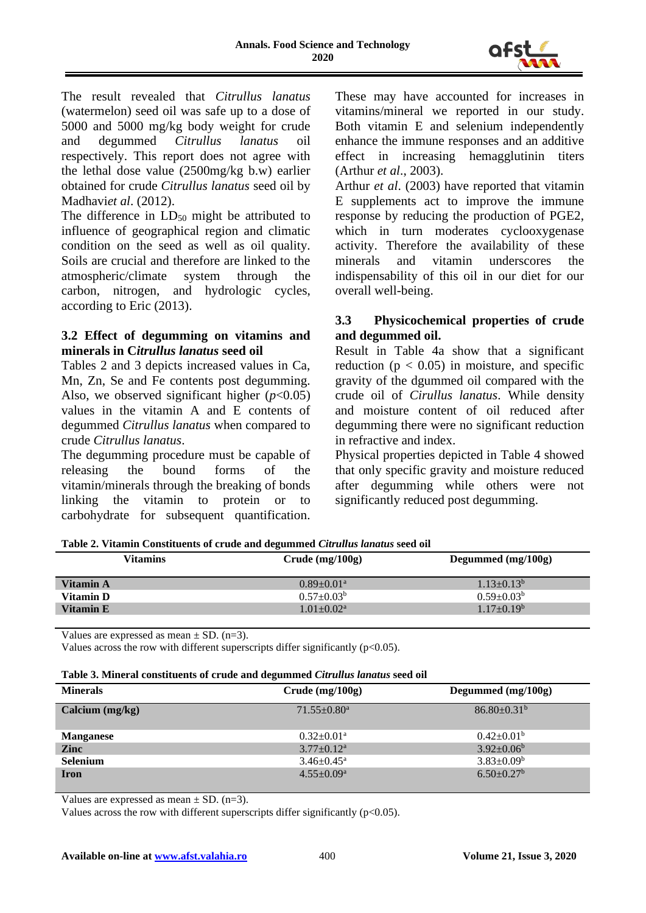The result revealed that *Citrullus lanatus* (watermelon) seed oil was safe up to a dose of 5000 and 5000 mg/kg body weight for crude and degummed *Citrullus lanatus* oil respectively. This report does not agree with the lethal dose value (2500mg/kg b.w) earlier obtained for crude *Citrullus lanatus* seed oil by Madhavi*et al*. (2012).

The difference in $LD_{50}$ might be attributed to influence of geographical region and climatic condition on the seed as well as oil quality. Soils are crucial and therefore are linked to the atmospheric/climate system through the carbon, nitrogen, and hydrologic cycles, according to Eric (2013).

### 3.2 Effect of degumming on vitamins and minerals in C*itrullus lanatus* seed oil

Tables 2 and 3 depicts increased values in Ca, Mn, Zn, Se and Fe contents post degumming. Also, we observed significant higher ($p$<0.05) values in the vitamin A and E contents of degummed *Citrullus lanatus* when compared to crude *Citrullus lanatus*.

The degumming procedure must be capable of releasing the bound forms of the vitamin/minerals through the breaking of bonds linking the vitamin to protein or to carbohydrate for subsequent quantification. These may have accounted for increases in vitamins/mineral we reported in our study. Both vitamin E and selenium independently enhance the immune responses and an additive effect in increasing hemagglutinin titers (Arthur *et al*., 2003).

Arthur *et al*. (2003) have reported that vitamin E supplements act to improve the immune response by reducing the production of PGE2, which in turn moderates cyclooxygenase activity. Therefore the availability of these minerals and vitamin underscores the indispensability of this oil in our diet for our overall well-being.

### 3.3 Physicochemical properties of crude and degummed oil.

Result in Table 4a show that a significant reduction ($p < 0.05$) in moisture, and specific gravity of the dgummed oil compared with the crude oil of *Cirullus lanatus*. While density and moisture content of oil reduced after degumming there were no significant reduction in refractive and index.

Physical properties depicted in Table 4 showed that only specific gravity and moisture reduced after degumming while others were not significantly reduced post degumming.

**Table 2. Vitamin Constituents of crude and degummed *Citrullus lanatus* seed oil**

| Vitamins | Crude (mg/100g) | Degummed (mg/100g) |
|---|---|---|
| **Vitamin A** | $0.89{\pm}0.01^{a}$ | $1.13{\pm}0.13^{b}$ |
| **Vitamin D** | $0.57{\pm}0.03^{b}$ | $0.59{\pm}0.03^{b}$ |
| **Vitamin E** | $1.01{\pm}0.02^{a}$ | $1.17{\pm}0.19^{b}$ |

Values are expressed as mean ± SD. (n=3).
Values across the row with different superscripts differ significantly (p<0.05).

**Table 3. Mineral constituents of crude and degummed *Citrullus lanatus* seed oil**

| Minerals | Crude (mg/100g) | Degummed (mg/100g) |
|---|---|---|
| **Calcium (mg/kg)** | $71.55{\pm}0.80^{a}$ | $86.80{\pm}0.31^{b}$ |
| **Manganese** | $0.32{\pm}0.01^{a}$ | $0.42{\pm}0.01^{b}$ |
| **Zinc** | $3.77{\pm}0.12^{a}$ | $3.92{\pm}0.06^{b}$ |
| **Selenium** | $3.46{\pm}0.45^{a}$ | $3.83{\pm}0.09^{b}$ |
| **Iron** | $4.55{\pm}0.09^{a}$ | $6.50{\pm}0.27^{b}$ |

Values are expressed as mean ± SD. (n=3).
Values across the row with different superscripts differ significantly (p<0.05).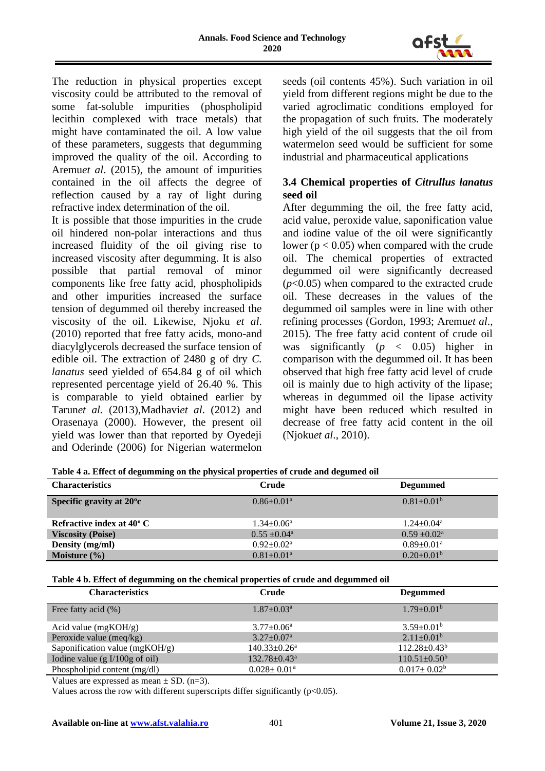The reduction in physical properties except viscosity could be attributed to the removal of some fat-soluble impurities (phospholipid lecithin complexed with trace metals) that might have contaminated the oil. A low value of these parameters, suggests that degumming improved the quality of the oil. According to Aremu*et al*. (2015), the amount of impurities contained in the oil affects the degree of reflection caused by a ray of light during refractive index determination of the oil.

It is possible that those impurities in the crude oil hindered non-polar interactions and thus increased fluidity of the oil giving rise to increased viscosity after degumming. It is also possible that partial removal of minor components like free fatty acid, phospholipids and other impurities increased the surface tension of degummed oil thereby increased the viscosity of the oil. Likewise, Njoku *et al*. (2010) reported that free fatty acids, mono-and diacylglycerols decreased the surface tension of edible oil. The extraction of 2480 g of dry *C. lanatus* seed yielded of 654.84 g of oil which represented percentage yield of 26.40 %. This is comparable to yield obtained earlier by Tarun*et al.* (2013),Madhavi*et al*. (2012) and Orasenaya (2000). However, the present oil yield was lower than that reported by Oyedeji and Oderinde (2006) for Nigerian watermelon seeds (oil contents 45%). Such variation in oil yield from different regions might be due to the varied agroclimatic conditions employed for the propagation of such fruits. The moderately high yield of the oil suggests that the oil from watermelon seed would be sufficient for some industrial and pharmaceutical applications

### 3.4 Chemical properties of *Citrullus lanatus* seed oil

After degumming the oil, the free fatty acid, acid value, peroxide value, saponification value and iodine value of the oil were significantly lower ($p < 0.05$) when compared with the crude oil. The chemical properties of extracted degummed oil were significantly decreased ($p<0.05$) when compared to the extracted crude oil. These decreases in the values of the degummed oil samples were in line with other refining processes (Gordon, 1993; Aremu*et al*., 2015). The free fatty acid content of crude oil was significantly ($p < 0.05$) higher in comparison with the degummed oil. It has been observed that high free fatty acid level of crude oil is mainly due to high activity of the lipase; whereas in degummed oil the lipase activity might have been reduced which resulted in decrease of free fatty acid content in the oil (Njoku*et al*., 2010).

**Table 4 a. Effect of degumming on the physical properties of crude and degumed oil**

| Characteristics | Crude | Degummed |
|---|---|---|
| **Specific gravity at 20ºc** | $0.86{\pm}0.01^{a}$ | $0.81{\pm}0.01^{b}$ |
| **Refractive index at 40º C** | $1.34{\pm}0.06^{a}$ | $1.24{\pm}0.04^{a}$ |
| **Viscosity (Poise)** | $0.55\pm0.04^{a}$ | $0.59\pm0.02^{a}$ |
| **Density (mg/ml)** | $0.92{\pm}0.02^{a}$ | $0.89{\pm}0.01^{a}$ |
| **Moisture (%)** | $0.81{\pm}0.01^{a}$ | $0.20{\pm}0.01^{b}$ |

**Table 4 b. Effect of degumming on the chemical properties of crude and degummed oil**

| Characteristics | Crude | Degummed |
|---|---|---|
| Free fatty acid (%) | $1.87{\pm}0.03^{a}$ | $1.79{\pm}0.01^{b}$ |
| Acid value (mgKOH/g) | $3.77{\pm}0.06^{a}$ | $3.59{\pm}0.01^{b}$ |
| Peroxide value (meq/kg) | $3.27{\pm}0.07^{a}$ | $2.11{\pm}0.01^{b}$ |
| Saponification value (mgKOH/g) | $140.33{\pm}0.26^{a}$ | $112.28{\pm}0.43^{b}$ |
| Iodine value (g I/100g of oil) | $132.78{\pm}0.43^{a}$ | $110.51{\pm}0.50^{b}$ |
| Phospholipid content (mg/dl) | $0.028\pm 0.01^{a}$ | $0.017\pm 0.02^{b}$ |

Values are expressed as mean ± SD. (n=3).

Values across the row with different superscripts differ significantly (p<0.05).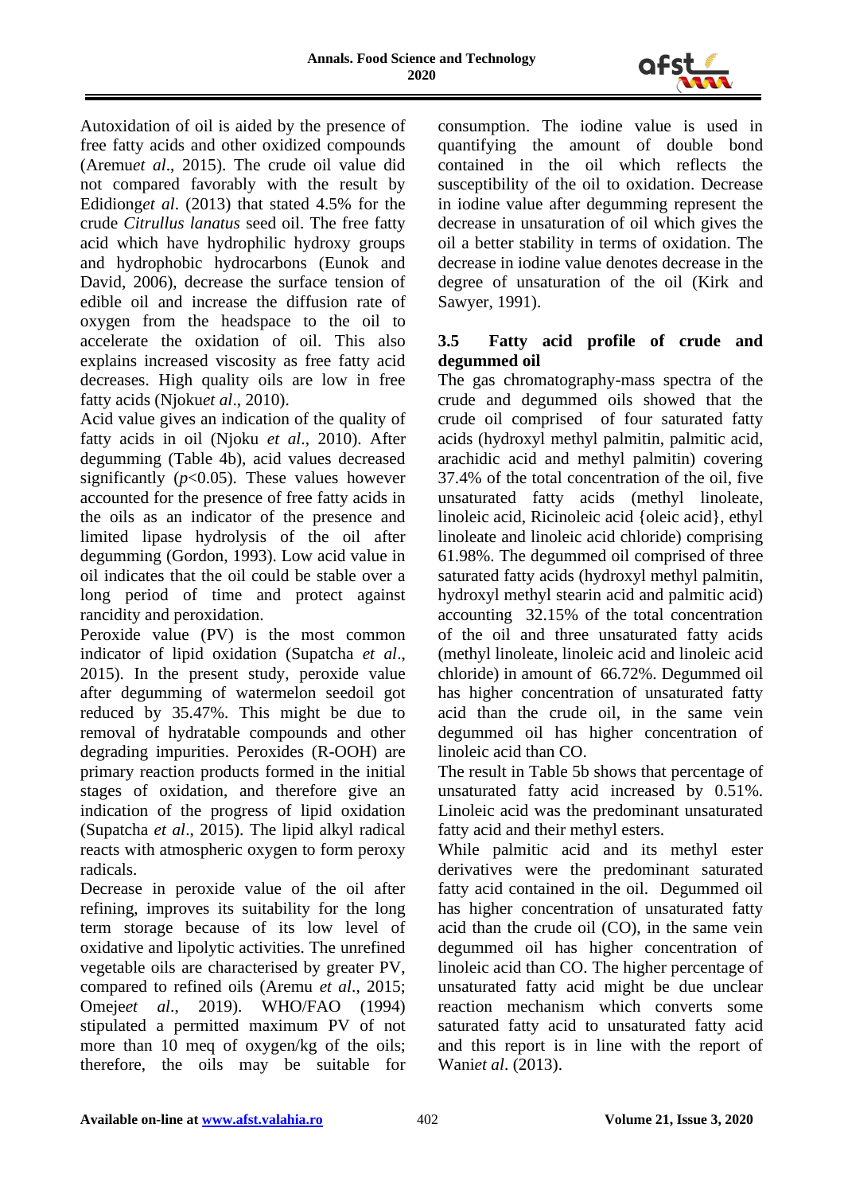Autoxidation of oil is aided by the presence of free fatty acids and other oxidized compounds (Aremu*et al*., 2015). The crude oil value did not compared favorably with the result by Edidiong*et al*. (2013) that stated 4.5% for the crude *Citrullus lanatus* seed oil. The free fatty acid which have hydrophilic hydroxy groups and hydrophobic hydrocarbons (Eunok and David, 2006), decrease the surface tension of edible oil and increase the diffusion rate of oxygen from the headspace to the oil to accelerate the oxidation of oil. This also explains increased viscosity as free fatty acid decreases. High quality oils are low in free fatty acids (Njoku*et al*., 2010).

Acid value gives an indication of the quality of fatty acids in oil (Njoku *et al*., 2010). After degumming (Table 4b), acid values decreased significantly ($p$<0.05). These values however accounted for the presence of free fatty acids in the oils as an indicator of the presence and limited lipase hydrolysis of the oil after degumming (Gordon, 1993). Low acid value in oil indicates that the oil could be stable over a long period of time and protect against rancidity and peroxidation.

Peroxide value (PV) is the most common indicator of lipid oxidation (Supatcha *et al*., 2015). In the present study, peroxide value after degumming of watermelon seedoil got reduced by 35.47%. This might be due to removal of hydratable compounds and other degrading impurities. Peroxides (R-OOH) are primary reaction products formed in the initial stages of oxidation, and therefore give an indication of the progress of lipid oxidation (Supatcha *et al*., 2015). The lipid alkyl radical reacts with atmospheric oxygen to form peroxy radicals.

Decrease in peroxide value of the oil after refining, improves its suitability for the long term storage because of its low level of oxidative and lipolytic activities. The unrefined vegetable oils are characterised by greater PV, compared to refined oils (Aremu *et al*., 2015; Omeje*et al*., 2019). WHO/FAO (1994) stipulated a permitted maximum PV of not more than 10 meq of oxygen/kg of the oils; therefore, the oils may be suitable for consumption. The iodine value is used in quantifying the amount of double bond contained in the oil which reflects the susceptibility of the oil to oxidation. Decrease in iodine value after degumming represent the decrease in unsaturation of oil which gives the oil a better stability in terms of oxidation. The decrease in iodine value denotes decrease in the degree of unsaturation of the oil (Kirk and Sawyer, 1991).

### 3.5 Fatty acid profile of crude and degummed oil

The gas chromatography-mass spectra of the crude and degummed oils showed that the crude oil comprised of four saturated fatty acids (hydroxyl methyl palmitin, palmitic acid, arachidic acid and methyl palmitin) covering 37.4% of the total concentration of the oil, five unsaturated fatty acids (methyl linoleate, linoleic acid, Ricinoleic acid {oleic acid}, ethyl linoleate and linoleic acid chloride) comprising 61.98%. The degummed oil comprised of three saturated fatty acids (hydroxyl methyl palmitin, hydroxyl methyl stearin acid and palmitic acid) accounting 32.15% of the total concentration of the oil and three unsaturated fatty acids (methyl linoleate, linoleic acid and linoleic acid chloride) in amount of 66.72%. Degummed oil has higher concentration of unsaturated fatty acid than the crude oil, in the same vein degummed oil has higher concentration of linoleic acid than CO.

The result in Table 5b shows that percentage of unsaturated fatty acid increased by 0.51%. Linoleic acid was the predominant unsaturated fatty acid and their methyl esters.

While palmitic acid and its methyl ester derivatives were the predominant saturated fatty acid contained in the oil. Degummed oil has higher concentration of unsaturated fatty acid than the crude oil (CO), in the same vein degummed oil has higher concentration of linoleic acid than CO. The higher percentage of unsaturated fatty acid might be due unclear reaction mechanism which converts some saturated fatty acid to unsaturated fatty acid and this report is in line with the report of Wani*et al*. (2013).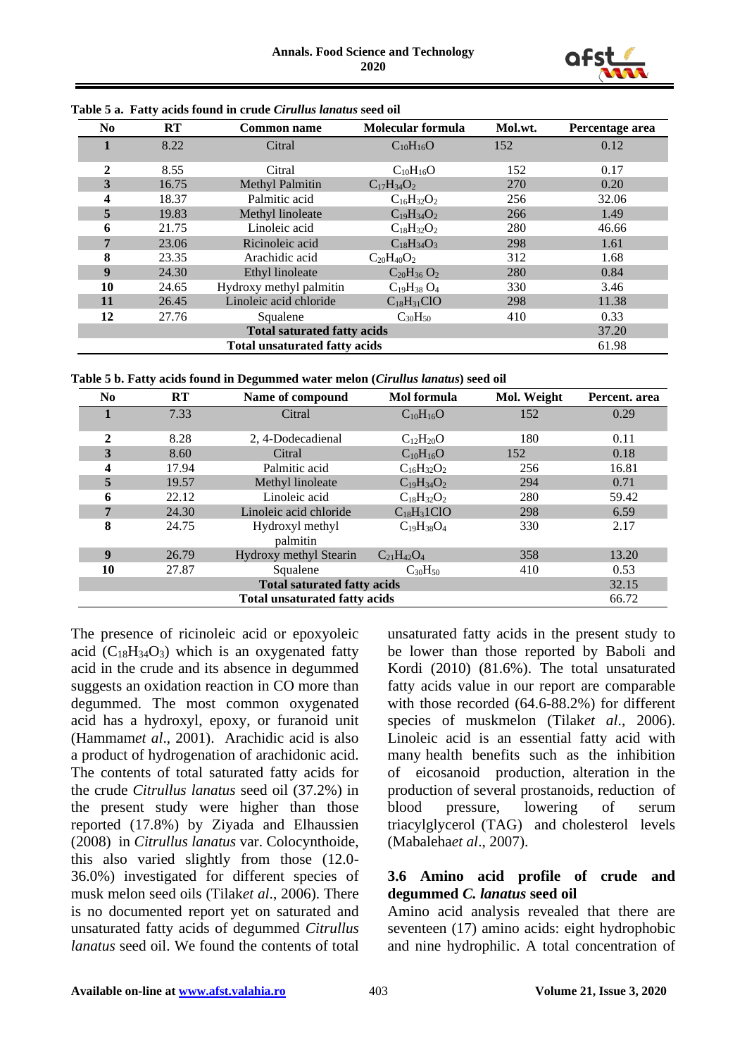**Table 5 a. Fatty acids found in crude *Cirullus lanatus* seed oil**

| No | RT | Common name | Molecular formula | Mol.wt. | Percentage area |
|---|---|---|---|---|---|
| 1 | 8.22 | Citral | $C_{10}H_{16}O$ | 152 | 0.12 |
| 2 | 8.55 | Citral | $C_{10}H_{16}O$ | 152 | 0.17 |
| 3 | 16.75 | Methyl Palmitin | $C_{17}H_{34}O_2$ | 270 | 0.20 |
| 4 | 18.37 | Palmitic acid | $C_{16}H_{32}O_2$ | 256 | 32.06 |
| 5 | 19.83 | Methyl linoleate | $C_{19}H_{34}O_2$ | 266 | 1.49 |
| 6 | 21.75 | Linoleic acid | $C_{18}H_{32}O_2$ | 280 | 46.66 |
| 7 | 23.06 | Ricinoleic acid | $C_{18}H_{34}O_3$ | 298 | 1.61 |
| 8 | 23.35 | Arachidic acid | $C_{20}H_{40}O_2$ | 312 | 1.68 |
| 9 | 24.30 | Ethyl linoleate | $C_{20}H_{36}O_2$ | 280 | 0.84 |
| 10 | 24.65 | Hydroxy methyl palmitin | $C_{19}H_{38}O_4$ | 330 | 3.46 |
| 11 | 26.45 | Linoleic acid chloride | $C_{18}H_{31}ClO$ | 298 | 11.38 |
| 12 | 27.76 | Squalene | $C_{30}H_{50}$ | 410 | 0.33 |
| **Total saturated fatty acids** | | | | | 37.20 |
| **Total unsaturated fatty acids** | | | | | 61.98 |

**Table 5 b. Fatty acids found in Degummed water melon (*Cirullus lanatus*) seed oil**

| No | RT | Name of compound | Mol formula | Mol. Weight | Percent. area |
|---|---|---|---|---|---|
| 1 | 7.33 | Citral | $C_{10}H_{16}O$ | 152 | 0.29 |
| 2 | 8.28 | 2, 4-Dodecadienal | $C_{12}H_{20}O$ | 180 | 0.11 |
| 3 | 8.60 | Citral | $C_{10}H_{16}O$ | 152 | 0.18 |
| 4 | 17.94 | Palmitic acid | $C_{16}H_{32}O_2$ | 256 | 16.81 |
| 5 | 19.57 | Methyl linoleate | $C_{19}H_{34}O_2$ | 294 | 0.71 |
| 6 | 22.12 | Linoleic acid | $C_{18}H_{32}O_2$ | 280 | 59.42 |
| 7 | 24.30 | Linoleic acid chloride | $C_{18}H_31ClO$ | 298 | 6.59 |
| 8 | 24.75 | Hydroxyl methyl palmitin | $C_{19}H_{38}O_4$ | 330 | 2.17 |
| 9 | 26.79 | Hydroxy methyl Stearin | $C_{21}H_{42}O_4$ | 358 | 13.20 |
| 10 | 27.87 | Squalene | $C_{30}H_{50}$ | 410 | 0.53 |
| **Total saturated fatty acids** | | | | | 32.15 |
| **Total unsaturated fatty acids** | | | | | 66.72 |

The presence of ricinoleic acid or epoxyoleic acid ($C_{18}H_{34}O_3$) which is an oxygenated fatty acid in the crude and its absence in degummed suggests an oxidation reaction in CO more than degummed. The most common oxygenated acid has a hydroxyl, epoxy, or furanoid unit (Hammam*et al*., 2001). Arachidic acid is also a product of hydrogenation of arachidonic acid. The contents of total saturated fatty acids for the crude *Citrullus lanatus* seed oil (37.2%) in the present study were higher than those reported (17.8%) by Ziyada and Elhaussien (2008) in *Citrullus lanatus* var. Colocynthoide, this also varied slightly from those (12.0-36.0%) investigated for different species of musk melon seed oils (Tilak*et al*., 2006). There is no documented report yet on saturated and unsaturated fatty acids of degummed *Citrullus lanatus* seed oil. We found the contents of total unsaturated fatty acids in the present study to be lower than those reported by Baboli and Kordi (2010) (81.6%). The total unsaturated fatty acids value in our report are comparable with those recorded (64.6-88.2%) for different species of muskmelon (Tilak*et al*., 2006). Linoleic acid is an essential fatty acid with many health benefits such as the inhibition of eicosanoid production, alteration in the production of several prostanoids, reduction of blood pressure, lowering of serum triacylglycerol (TAG) and cholesterol levels (Mabaleha*et al*., 2007).

### 3.6 Amino acid profile of crude and degummed *C. lanatus* seed oil

Amino acid analysis revealed that there are seventeen (17) amino acids: eight hydrophobic and nine hydrophilic. A total concentration of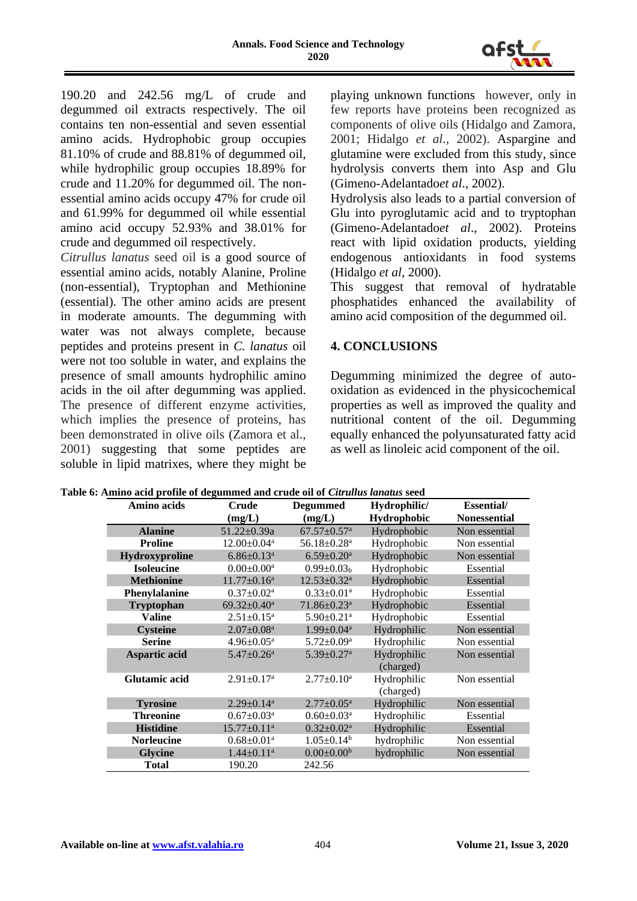190.20 and 242.56 mg/L of crude and degummed oil extracts respectively. The oil contains ten non-essential and seven essential amino acids. Hydrophobic group occupies 81.10% of crude and 88.81% of degummed oil, while hydrophilic group occupies 18.89% for crude and 11.20% for degummed oil. The non-essential amino acids occupy 47% for crude oil and 61.99% for degummed oil while essential amino acid occupy 52.93% and 38.01% for crude and degummed oil respectively.

*Citrullus lanatus* seed oil is a good source of essential amino acids, notably Alanine, Proline (non-essential), Tryptophan and Methionine (essential). The other amino acids are present in moderate amounts. The degumming with water was not always complete, because peptides and proteins present in *C. lanatus* oil were not too soluble in water, and explains the presence of small amounts hydrophilic amino acids in the oil after degumming was applied. The presence of different enzyme activities, which implies the presence of proteins, has been demonstrated in olive oils (Zamora et al., 2001) suggesting that some peptides are soluble in lipid matrixes, where they might be playing unknown functions however, only in few reports have proteins been recognized as components of olive oils (Hidalgo and Zamora, 2001; Hidalgo *et al*., 2002). Aspargine and glutamine were excluded from this study, since hydrolysis converts them into Asp and Glu (Gimeno-Adelantado*et al*., 2002).

Hydrolysis also leads to a partial conversion of Glu into pyroglutamic acid and to tryptophan (Gimeno-Adelantado*et al*., 2002). Proteins react with lipid oxidation products, yielding endogenous antioxidants in food systems (Hidalgo *et al*, 2000).

This suggest that removal of hydratable phosphatides enhanced the availability of amino acid composition of the degummed oil.

## 4. CONCLUSIONS

Degumming minimized the degree of auto-oxidation as evidenced in the physicochemical properties as well as improved the quality and nutritional content of the oil. Degumming equally enhanced the polyunsaturated fatty acid as well as linoleic acid component of the oil.

**Table 6: Amino acid profile of degummed and crude oil of *Citrullus lanatus* seed**

| Amino acids | Crude (mg/L) | Degummed (mg/L) | Hydrophilic/ Hydrophobic | Essential/ Nonessential |
|---|---|---|---|---|
| **Alanine** | 51.22±0.39a | 67.57±0.57$^{a}$ | Hydrophobic | Non essential |
| **Proline** | 12.00±0.04$^{a}$ | 56.18±0.28$^{a}$ | Hydrophobic | Non essential |
| **Hydroxyproline** | 6.86±0.13$^{a}$ | 6.59±0.20$^{a}$ | Hydrophobic | Non essential |
| **Isoleucine** | 0.00±0.00$^{a}$ | 0.99±0.03$_{b}$ | Hydrophobic | Essential |
| **Methionine** | 11.77±0.16$^{a}$ | 12.53±0.32$^{a}$ | Hydrophobic | Essential |
| **Phenylalanine** | 0.37±0.02$^{a}$ | 0.33±0.01$^{a}$ | Hydrophobic | Essential |
| **Tryptophan** | 69.32±0.40$^{a}$ | 71.86±0.23$^{a}$ | Hydrophobic | Essential |
| **Valine** | 2.51±0.15$^{a}$ | 5.90±0.21$^{a}$ | Hydrophobic | Essential |
| **Cysteine** | 2.07±0.08$^{a}$ | 1.99±0.04$^{a}$ | Hydrophilic | Non essential |
| **Serine** | 4.96±0.05$^{a}$ | 5.72±0.09$^{a}$ | Hydrophilic | Non essential |
| **Aspartic acid** | 5.47±0.26$^{a}$ | 5.39±0.27$^{a}$ | Hydrophilic (charged) | Non essential |
| **Glutamic acid** | 2.91±0.17$^{a}$ | 2.77±0.10$^{a}$ | Hydrophilic (charged) | Non essential |
| **Tyrosine** | 2.29±0.14$^{a}$ | 2.77±0.05$^{a}$ | Hydrophilic | Non essential |
| **Threonine** | 0.67±0.03$^{a}$ | 0.60±0.03$^{a}$ | Hydrophilic | Essential |
| **Histidine** | 15.77±0.11$^{a}$ | 0.32±0.02$^{a}$ | Hydrophilic | Essential |
| **Norleucine** | 0.68±0.01$^{a}$ | 1.05±0.14$^{b}$ | hydrophilic | Non essential |
| **Glycine** | 1.44±0.11$^{a}$ | 0.00±0.00$^{b}$ | hydrophilic | Non essential |
| **Total** | 190.20 | 242.56 | | |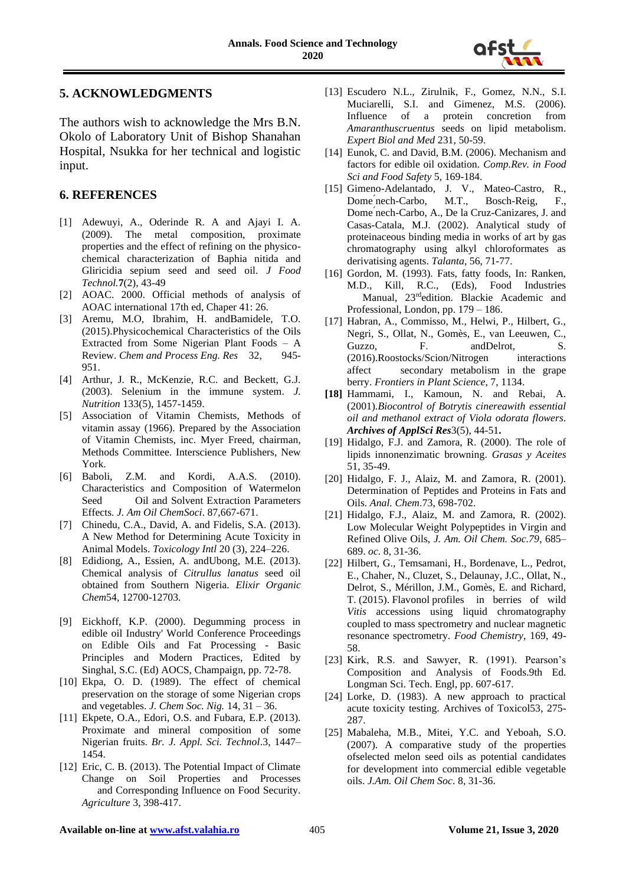## 5. ACKNOWLEDGMENTS

The authors wish to acknowledge the Mrs B.N. Okolo of Laboratory Unit of Bishop Shanahan Hospital, Nsukka for her technical and logistic input.

## 6. REFERENCES

[1] Adewuyi, A., Oderinde R. A and Ajayi I. A. (2009). The metal composition, proximate properties and the effect of refining on the physico-chemical characterization of Baphia nitida and Gliricidia sepium seed and seed oil. *J Food Technol.***7**(2), 43-49

[2] AOAC. 2000. Official methods of analysis of AOAC international 17th ed, Chaper 41: 26.

[3] Aremu, M.O, Ibrahim, H. andBamidele, T.O. (2015).Physicochemical Characteristics of the Oils Extracted from Some Nigerian Plant Foods – A Review. *Chem and Process Eng. Res* 32, 945-951.

[4] Arthur, J. R., McKenzie, R.C. and Beckett, G.J. (2003). Selenium in the immune system. *J. Nutrition* 133(5), 1457-1459.

[5] Association of Vitamin Chemists, Methods of vitamin assay (1966). Prepared by the Association of Vitamin Chemists, inc. Myer Freed, chairman, Methods Committee. Interscience Publishers, New York.

[6] Baboli, Z.M. and Kordi, A.A.S. (2010). Characteristics and Composition of Watermelon Seed Oil and Solvent Extraction Parameters Effects. *J. Am Oil ChemSoci*. 87,667-671.

[7] Chinedu, C.A., David, A. and Fidelis, S.A. (2013). A New Method for Determining Acute Toxicity in Animal Models. *Toxicology Intl* 20 (3), 224–226.

[8] Edidiong, A., Essien, A. andUbong, M.E. (2013). Chemical analysis of *Citrullus lanatus* seed oil obtained from Southern Nigeria. *Elixir Organic Chem*54, 12700-12703.

[9] Eickhoff, K.P. (2000). Degumming process in edible oil Industry' World Conference Proceedings on Edible Oils and Fat Processing - Basic Principles and Modern Practices, Edited by Singhal, S.C. (Ed) AOCS, Champaign, pp. 72-78.

[10] Ekpa, O. D. (1989). The effect of chemical preservation on the storage of some Nigerian crops and vegetables. *J. Chem Soc. Nig.* 14, 31 – 36.

[11] Ekpete, O.A., Edori, O.S. and Fubara, E.P. (2013). Proximate and mineral composition of some Nigerian fruits. *Br. J. Appl. Sci. Technol*.3, 1447–1454.

[12] Eric, C. B. (2013). The Potential Impact of Climate Change on Soil Properties and Processes and Corresponding Influence on Food Security. *Agriculture* 3, 398-417.

[13] Escudero N.L., Zirulnik, F., Gomez, N.N., S.I. Muciarelli, S.I. and Gimenez, M.S. (2006). Influence of a protein concretion from *Amaranthuscruentus* seeds on lipid metabolism. *Expert Biol and Med* 231, 50-59.

[14] Eunok, C. and David, B.M. (2006). Mechanism and factors for edible oil oxidation. *Comp.Rev. in Food Sci and Food Safety* 5, 169-184.

[15] Gimeno-Adelantado, J. V., Mateo-Castro, R., Dome´nech-Carbo, M.T., Bosch-Reig, F., Dome´nech-Carbo, A., De la Cruz-Canizares, J. and Casas-Catala, M.J. (2002). Analytical study of proteinaceous binding media in works of art by gas chromatography using alkyl chloroformates as derivatising agents. *Talanta*, 56, 71-77.

[16] Gordon, M. (1993). Fats, fatty foods, In: Ranken, M.D., Kill, R.C., (Eds), Food Industries Manual, 23rdedition. Blackie Academic and Professional, London, pp. 179 – 186.

[17] Habran, A., Commisso, M., Helwi, P., Hilbert, G., Negri, S., Ollat, N., Gomès, E., van Leeuwen, C., Guzzo, F. andDelrot, S. (2016).Roostocks/Scion/Nitrogen interactions affect secondary metabolism in the grape berry. *Frontiers in Plant Science*, 7, 1134.

**[18]** Hammami, I., Kamoun, N. and Rebai, A. (2001).*Biocontrol of Botrytis cinereawith essential oil and methanol extract of Viola odorata flowers. **Archives of ApplSci Res***3(5), 44-51**.**

[19] Hidalgo, F.J. and Zamora, R. (2000). The role of lipids innonenzimatic browning. *Grasas y Aceites* 51, 35-49.

[20] Hidalgo, F. J., Alaiz, M. and Zamora, R. (2001). Determination of Peptides and Proteins in Fats and Oils. *Anal. Chem*.73, 698-702.

[21] Hidalgo, F.J., Alaiz, M. and Zamora, R. (2002). Low Molecular Weight Polypeptides in Virgin and Refined Olive Oils, *J. Am. Oil Chem. Soc.79*, 685–689. *oc*. 8, 31-36.

[22] Hilbert, G., Temsamani, H., Bordenave, L., Pedrot, E., Chaher, N., Cluzet, S., Delaunay, J.C., Ollat, N., Delrot, S., Mérillon, J.M., Gomès, E. and Richard, T. (2015). Flavonol profiles in berries of wild *Vitis* accessions using liquid chromatography coupled to mass spectrometry and nuclear magnetic resonance spectrometry. *Food Chemistry*, 169, 49-58.

[23] Kirk, R.S. and Sawyer, R. (1991). Pearson's Composition and Analysis of Foods.9th Ed. Longman Sci. Tech. Engl, pp. 607-617.

[24] Lorke, D. (1983). A new approach to practical acute toxicity testing. Archives of Toxicol53, 275-287.

[25] Mabaleha, M.B., Mitei, Y.C. and Yeboah, S.O. (2007). A comparative study of the properties ofselected melon seed oils as potential candidates for development into commercial edible vegetable oils. *J.Am. Oil Chem Soc*. 8, 31-36.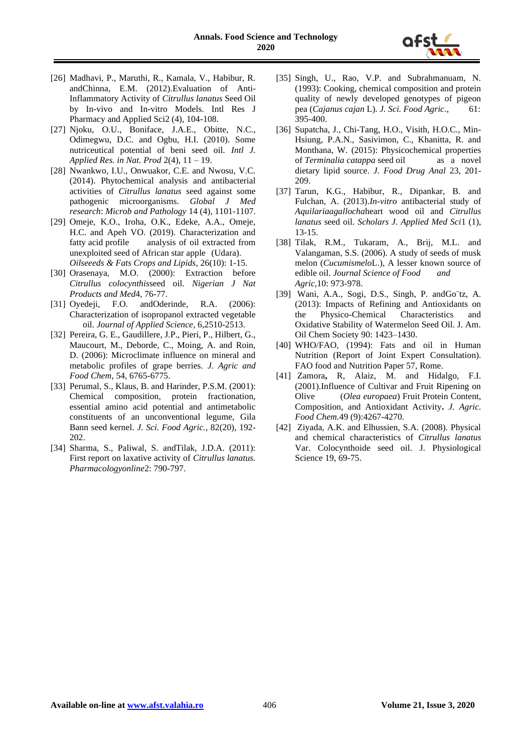[26] Madhavi, P., Maruthi, R., Kamala, V., Habibur, R. andChinna, E.M. (2012).Evaluation of Anti-Inflammatory Activity of *Citrullus lanatus* Seed Oil by In-vivo and In-vitro Models. Intl Res J Pharmacy and Applied Sci2 (4), 104-108.

[27] Njoku, O.U., Boniface, J.A.E., Obitte, N.C., Odimegwu, D.C. and Ogbu, H.I. (2010). Some nutriceutical potential of beni seed oil. *Intl J. Applied Res. in Nat. Prod* 2(4), 11 – 19.

[28] Nwankwo, I.U., Onwuakor, C.E. and Nwosu, V.C. (2014). Phytochemical analysis and antibacterial activities of *Citrullus lanatus* seed against some pathogenic microorganisms. *Global J Med research*: *Microb and Pathology* 14 (4), 1101-1107.

[29] Omeje, K.O., Iroha, O.K., Edeke, A.A., Omeje, H.C. and Apeh VO. (2019). Characterization and fatty acid profile analysis of oil extracted from unexploited seed of African star apple (Udara). *Oilseeeds & Fats Crops and Lipids*, 26(10): 1-15.

[30] Orasenaya, M.O. (2000): Extraction before *Citrullus colocynthis*seed oil. *Nigerian J Nat Products and Med*4, 76-77.

[31] Oyedeji, F.O. andOderinde, R.A. (2006): Characterization of isopropanol extracted vegetable oil. *Journal of Applied Science*, 6,2510-2513.

[32] Pereira, G. E., Gaudillere, J.P., Pieri, P., Hilbert, G., Maucourt, M., Deborde, C., Moing, A. and Roin, D. (2006): Microclimate influence on mineral and metabolic profiles of grape berries. *J. Agric and Food Chem*, 54, 6765-6775.

[33] Perumal, S., Klaus, B. and Harinder, P.S.M. (2001): Chemical composition, protein fractionation, essential amino acid potential and antimetabolic constituents of an unconventional legume, Gila Bann seed kernel. *J. Sci. Food Agric.*, 82(20), 192-202.

[34] Sharma, S., Paliwal, S. andTilak, J.D.A. (2011): First report on laxative activity of *Citrullus lanatus. Pharmacologyonline*2: 790-797.

[35] Singh, U., Rao, V.P. and Subrahmanuam, N. (1993): Cooking, chemical composition and protein quality of newly developed genotypes of pigeon pea (*Cajanus cajan* L). *J. Sci. Food Agric*., 61: 395-400.

[36] Supatcha, J., Chi-Tang, H.O., Visith, H.O.C., Min-Hsiung, P.A.N., Sasivimon, C., Khanitta, R. and Monthana, W. (2015): Physicochemical properties of *Terminalia catappa* seed oil as a novel dietary lipid source. *J. Food Drug Anal* 23, 201-209.

[37] Tarun, K.G., Habibur, R., Dipankar, B. and Fulchan, A. (2013).*In-vitro* antibacterial study of *Aquilariaagallocha*heart wood oil and *Citrullus lanatus* seed oil. *Scholars J. Applied Med Sci*1 (1), 13-15.

[38] Tilak, R.M., Tukaram, A., Brij, M.L. and Valangaman, S.S. (2006). A study of seeds of musk melon (*Cucumismelo*L.), A lesser known source of edible oil. *Journal Science of Food and Agric*,10: 973-978.

[39] Wani, A.A., Sogi, D.S., Singh, P. andGo¨tz, A. (2013): Impacts of Refining and Antioxidants on the Physico-Chemical Characteristics and Oxidative Stability of Watermelon Seed Oil. J. Am. Oil Chem Society 90: 1423–1430.

[40] WHO/FAO, (1994): Fats and oil in Human Nutrition (Report of Joint Expert Consultation). FAO food and Nutrition Paper 57, Rome.

[41] Zamora**,** R, Alaiz, M. and Hidalgo, F.I. (2001).Influence of Cultivar and Fruit Ripening on Olive (*Olea europaea*) Fruit Protein Content, Composition, and Antioxidant Activity**.** *J. Agric. Food Chem*.49 (9):4267-4270.

[42] Ziyada, A.K. and Elhussien, S.A. (2008). Physical and chemical characteristics of *Citrullus lanatus* Var. Colocynthoide seed oil. J. Physiological Science 19, 69-75.